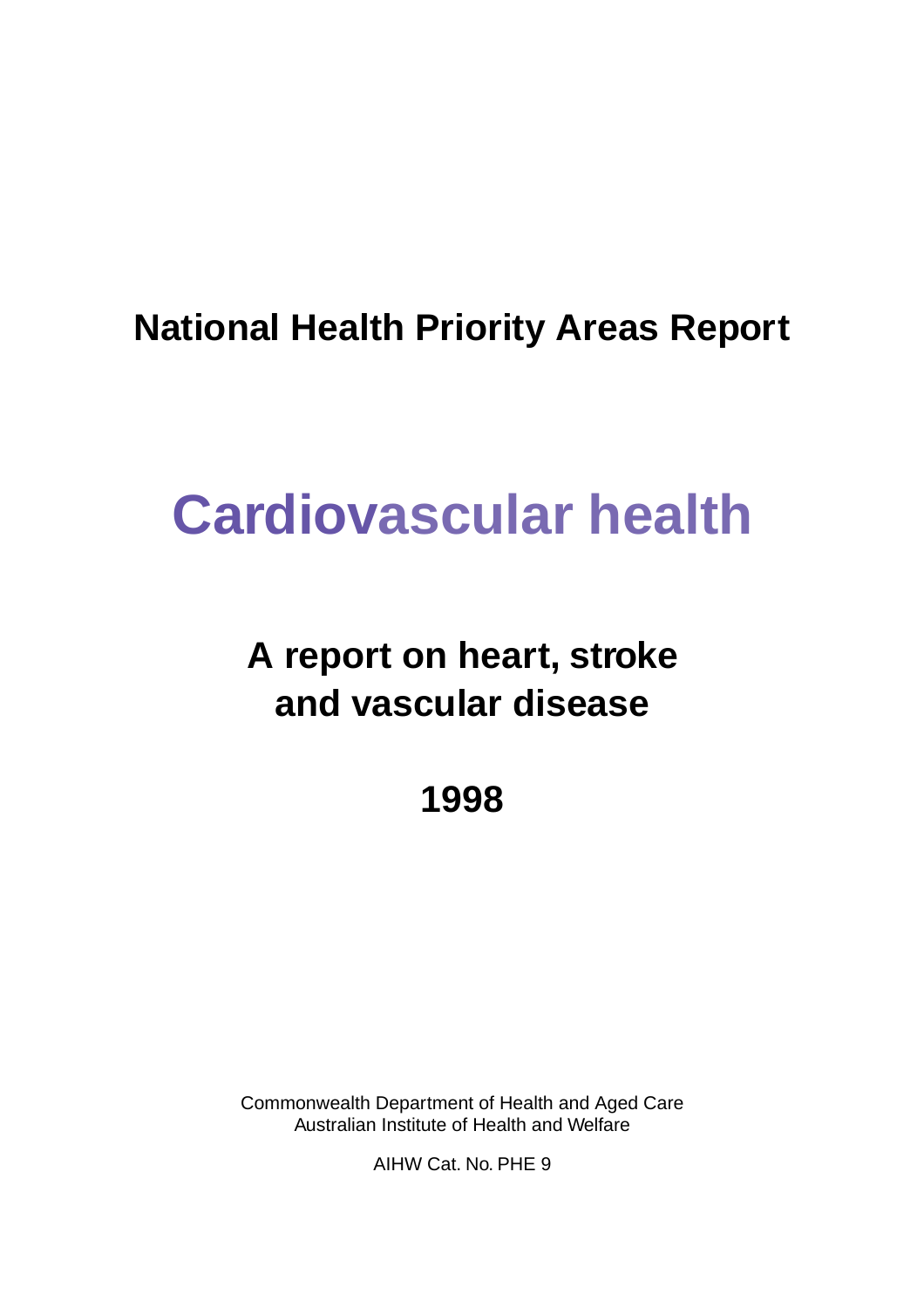## National Health Priority Areas Report

# Cardiovascular health

## A report on heart, stroke and vascular disease

## 1998

Commonwealth Department of Health and Aged Care
Australian Institute of Health and Welfare

AIHW Cat. No. PHE 9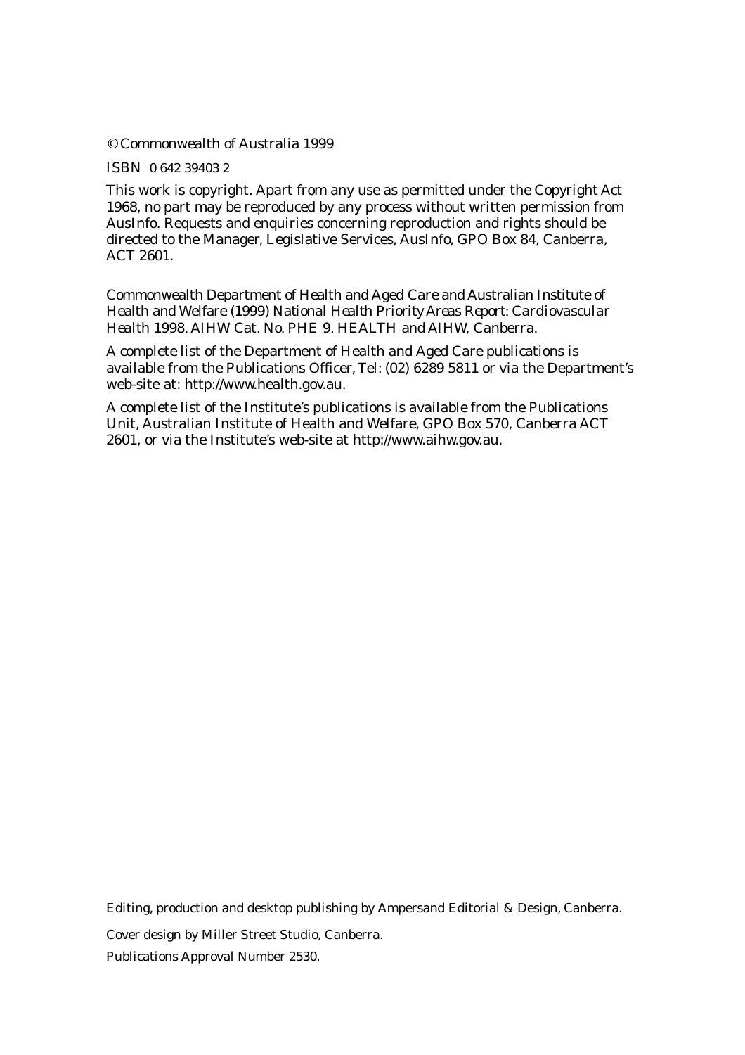© Commonwealth of Australia 1999

ISBN 0 642 39403 2

This work is copyright. Apart from any use as permitted under the Copyright Act 1968, no part may be reproduced by any process without written permission from AusInfo. Requests and enquiries concerning reproduction and rights should be directed to the Manager, Legislative Services, AusInfo, GPO Box 84, Canberra, ACT 2601.

Commonwealth Department of Health and Aged Care and Australian Institute of Health and Welfare (1999) *National Health Priority Areas Report: Cardiovascular Health 1998*. AIHW Cat. No. PHE 9. HEALTH and AIHW, Canberra.

A complete list of the Department of Health and Aged Care publications is available from the Publications Officer, Tel: (02) 6289 5811 or via the Department's web-site at: http://www.health.gov.au.

A complete list of the Institute's publications is available from the Publications Unit, Australian Institute of Health and Welfare, GPO Box 570, Canberra ACT 2601, or via the Institute's web-site at http://www.aihw.gov.au.

Editing, production and desktop publishing by Ampersand Editorial & Design, Canberra.

Cover design by Miller Street Studio, Canberra.

Publications Approval Number 2530.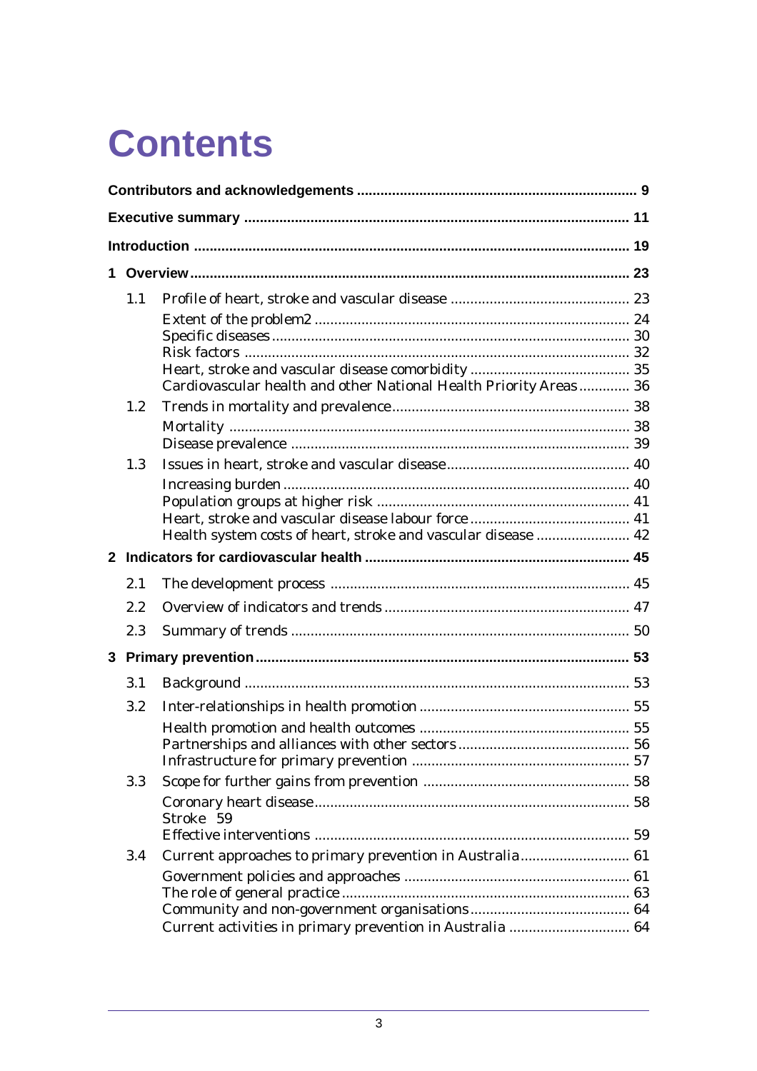# Contents

**Contributors and acknowledgements** .......... **9**

**Executive summary** .......... **11**

**Introduction** .......... **19**

**1 Overview** .......... **23**

1.1 Profile of heart, stroke and vascular disease .......... 23

- Extent of the problem2 .......... 24
- Specific diseases .......... 30
- Risk factors .......... 32
- Heart, stroke and vascular disease comorbidity .......... 35
- Cardiovascular health and other National Health Priority Areas .......... 36

1.2 Trends in mortality and prevalence .......... 38

- Mortality .......... 38
- Disease prevalence .......... 39

1.3 Issues in heart, stroke and vascular disease .......... 40

- Increasing burden .......... 40
- Population groups at higher risk .......... 41
- Heart, stroke and vascular disease labour force .......... 41
- Health system costs of heart, stroke and vascular disease .......... 42

**2 Indicators for cardiovascular health** .......... **45**

2.1 The development process .......... 45

2.2 Overview of indicators and trends .......... 47

2.3 Summary of trends .......... 50

**3 Primary prevention** .......... **53**

3.1 Background .......... 53

3.2 Inter-relationships in health promotion .......... 55

- Health promotion and health outcomes .......... 55
- Partnerships and alliances with other sectors .......... 56
- Infrastructure for primary prevention .......... 57

3.3 Scope for further gains from prevention .......... 58

- Coronary heart disease .......... 58
- Stroke 59
- Effective interventions .......... 59

3.4 Current approaches to primary prevention in Australia .......... 61

- Government policies and approaches .......... 61
- The role of general practice .......... 63
- Community and non-government organisations .......... 64
- Current activities in primary prevention in Australia .......... 64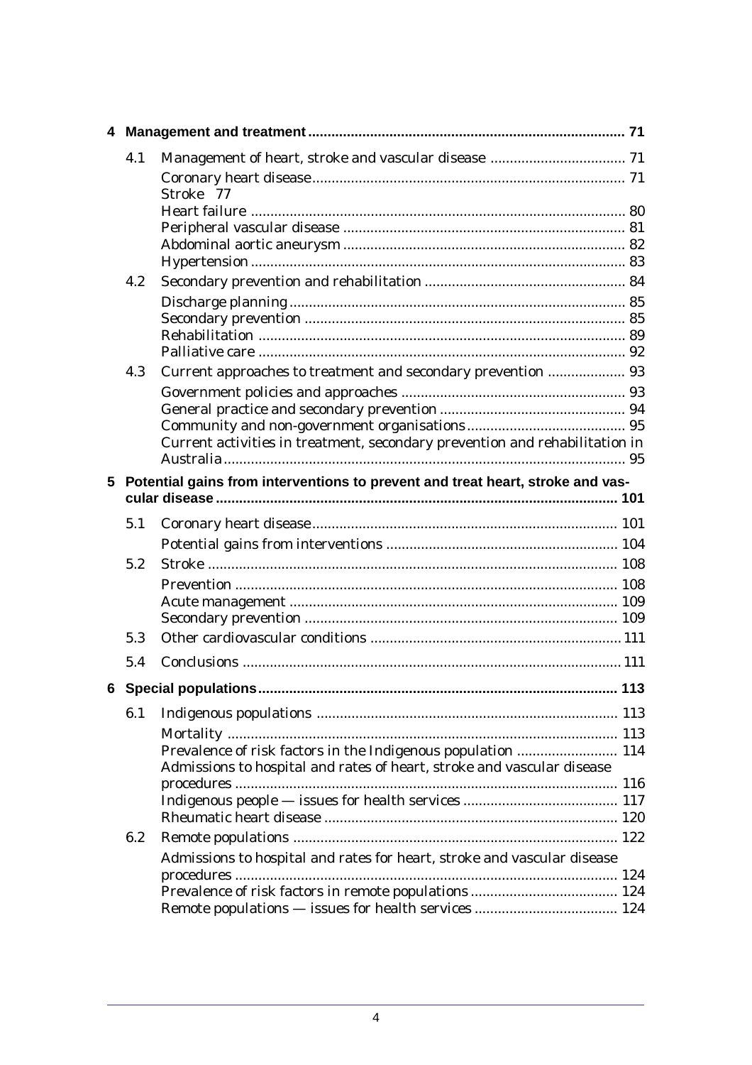| | | |
|---|---|---|
| **4** | **Management and treatment** | **71** |
| 4.1 | Management of heart, stroke and vascular disease | 71 |
| | Coronary heart disease | 71 |
| | Stroke | 77 |
| | Heart failure | 80 |
| | Peripheral vascular disease | 81 |
| | Abdominal aortic aneurysm | 82 |
| | Hypertension | 83 |
| 4.2 | Secondary prevention and rehabilitation | 84 |
| | Discharge planning | 85 |
| | Secondary prevention | 85 |
| | Rehabilitation | 89 |
| | Palliative care | 92 |
| 4.3 | Current approaches to treatment and secondary prevention | 93 |
| | Government policies and approaches | 93 |
| | General practice and secondary prevention | 94 |
| | Community and non-government organisations | 95 |
| | Current activities in treatment, secondary prevention and rehabilitation in Australia | 95 |
| **5** | **Potential gains from interventions to prevent and treat heart, stroke and vascular disease** | **101** |
| 5.1 | Coronary heart disease | 101 |
| | Potential gains from interventions | 104 |
| 5.2 | Stroke | 108 |
| | Prevention | 108 |
| | Acute management | 109 |
| | Secondary prevention | 109 |
| 5.3 | Other cardiovascular conditions | 111 |
| 5.4 | Conclusions | 111 |
| **6** | **Special populations** | **113** |
| 6.1 | Indigenous populations | 113 |
| | Mortality | 113 |
| | Prevalence of risk factors in the Indigenous population | 114 |
| | Admissions to hospital and rates of heart, stroke and vascular disease procedures | 116 |
| | Indigenous people — issues for health services | 117 |
| | Rheumatic heart disease | 120 |
| 6.2 | Remote populations | 122 |
| | Admissions to hospital and rates for heart, stroke and vascular disease procedures | 124 |
| | Prevalence of risk factors in remote populations | 124 |
| | Remote populations — issues for health services | 124 |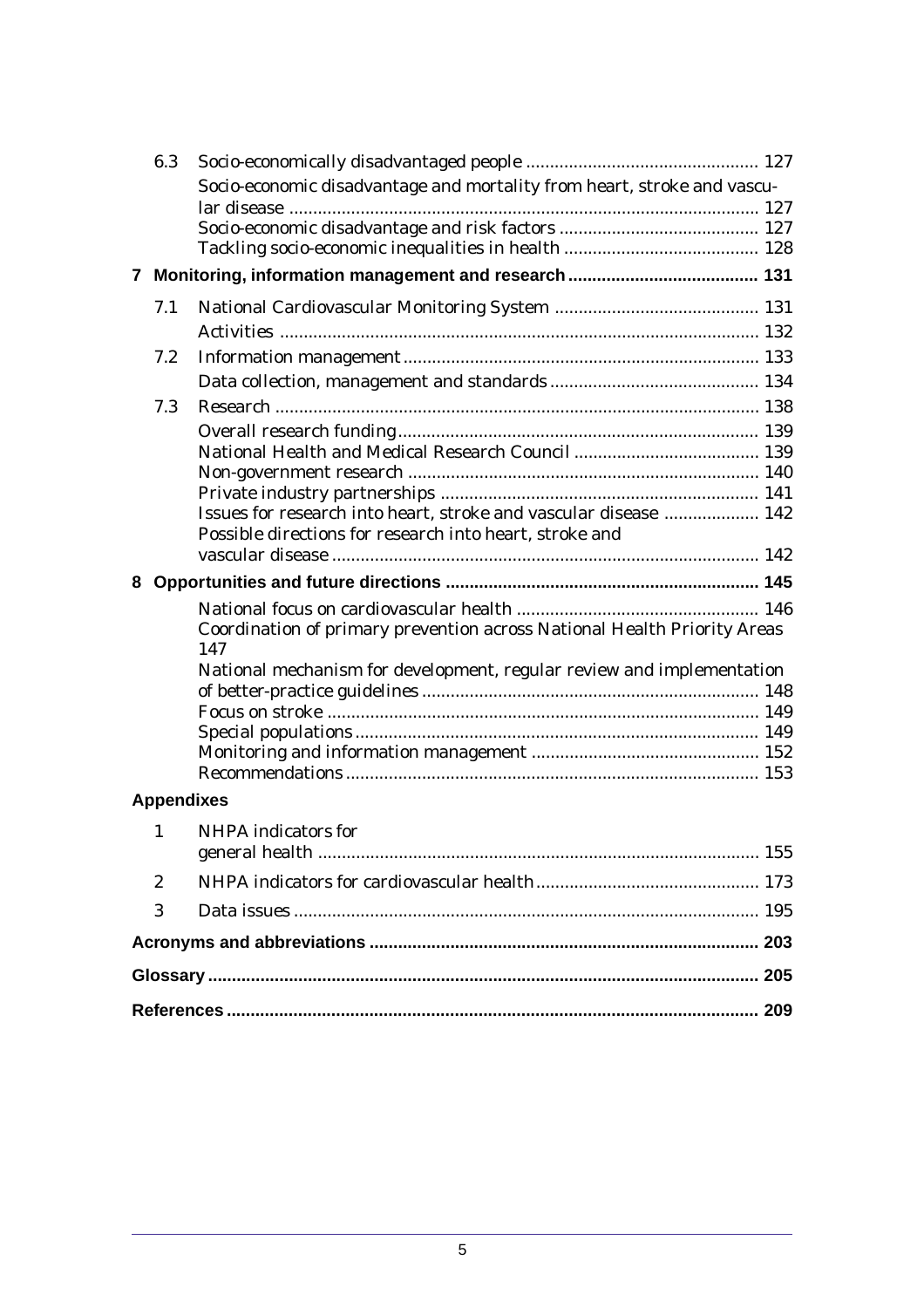| | | |
|---|---|---|
| 6.3 | Socio-economically disadvantaged people | 127 |
| | Socio-economic disadvantage and mortality from heart, stroke and vascular disease | 127 |
| | Socio-economic disadvantage and risk factors | 127 |
| | Tackling socio-economic inequalities in health | 128 |
| **7** | **Monitoring, information management and research** | **131** |
| 7.1 | National Cardiovascular Monitoring System | 131 |
| | Activities | 132 |
| 7.2 | Information management | 133 |
| | Data collection, management and standards | 134 |
| 7.3 | Research | 138 |
| | Overall research funding | 139 |
| | National Health and Medical Research Council | 139 |
| | Non-government research | 140 |
| | Private industry partnerships | 141 |
| | Issues for research into heart, stroke and vascular disease | 142 |
| | Possible directions for research into heart, stroke and vascular disease | 142 |
| **8** | **Opportunities and future directions** | **145** |
| | National focus on cardiovascular health | 146 |
| | Coordination of primary prevention across National Health Priority Areas | 147 |
| | National mechanism for development, regular review and implementation of better-practice guidelines | 148 |
| | Focus on stroke | 149 |
| | Special populations | 149 |
| | Monitoring and information management | 152 |
| | Recommendations | 153 |
| **Appendixes** | | |
| 1 | NHPA indicators for general health | 155 |
| 2 | NHPA indicators for cardiovascular health | 173 |
| 3 | Data issues | 195 |
| **Acronyms and abbreviations** | | **203** |
| **Glossary** | | **205** |
| **References** | | **209** |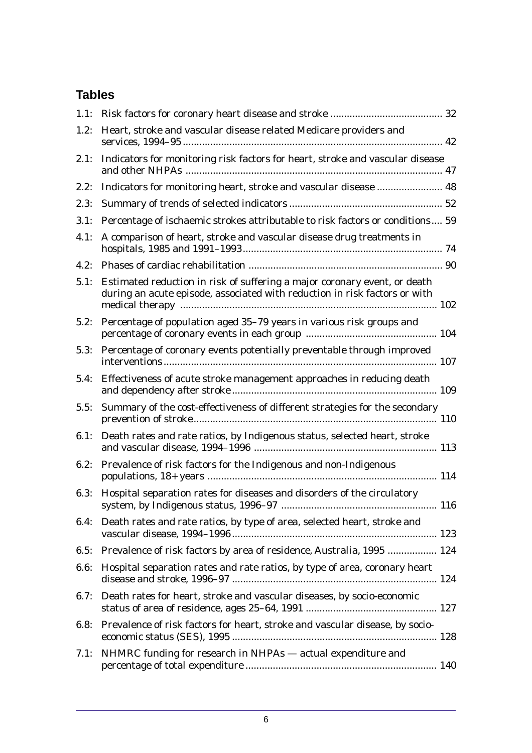## Tables

1.1: Risk factors for coronary heart disease and stroke ......................................... 32

1.2: Heart, stroke and vascular disease related Medicare providers and services, 1994–95 .............................................................................................. 42

2.1: Indicators for monitoring risk factors for heart, stroke and vascular disease and other NHPAs ............................................................................................. 47

2.2: Indicators for monitoring heart, stroke and vascular disease ........................ 48

2.3: Summary of trends of selected indicators ....................................................... 52

3.1: Percentage of ischaemic strokes attributable to risk factors or conditions.... 59

4.1: A comparison of heart, stroke and vascular disease drug treatments in hospitals, 1985 and 1991–1993......................................................................... 74

4.2: Phases of cardiac rehabilitation ....................................................................... 90

5.1: Estimated reduction in risk of suffering a major coronary event, or death during an acute episode, associated with reduction in risk factors or with medical therapy ............................................................................................. 102

5.2: Percentage of population aged 35–79 years in various risk groups and percentage of coronary events in each group ................................................ 104

5.3: Percentage of coronary events potentially preventable through improved interventions.................................................................................................... 107

5.4: Effectiveness of acute stroke management approaches in reducing death and dependency after stroke........................................................................... 109

5.5: Summary of the cost-effectiveness of different strategies for the secondary prevention of stroke......................................................................................... 110

6.1: Death rates and rate ratios, by Indigenous status, selected heart, stroke and vascular disease, 1994–1996 ................................................................... 113

6.2: Prevalence of risk factors for the Indigenous and non-Indigenous populations, 18+ years .................................................................................... 114

6.3: Hospital separation rates for diseases and disorders of the circulatory system, by Indigenous status, 1996–97 ......................................................... 116

6.4: Death rates and rate ratios, by type of area, selected heart, stroke and vascular disease, 1994–1996........................................................................... 123

6.5: Prevalence of risk factors by area of residence, Australia, 1995 .................. 124

6.6: Hospital separation rates and rate ratios, by type of area, coronary heart disease and stroke, 1996–97 ........................................................................... 124

6.7: Death rates for heart, stroke and vascular diseases, by socio-economic status of area of residence, ages 25–64, 1991 ................................................ 127

6.8: Prevalence of risk factors for heart, stroke and vascular disease, by socio-economic status (SES), 1995 ........................................................................... 128

7.1: NHMRC funding for research in NHPAs — actual expenditure and percentage of total expenditure...................................................................... 140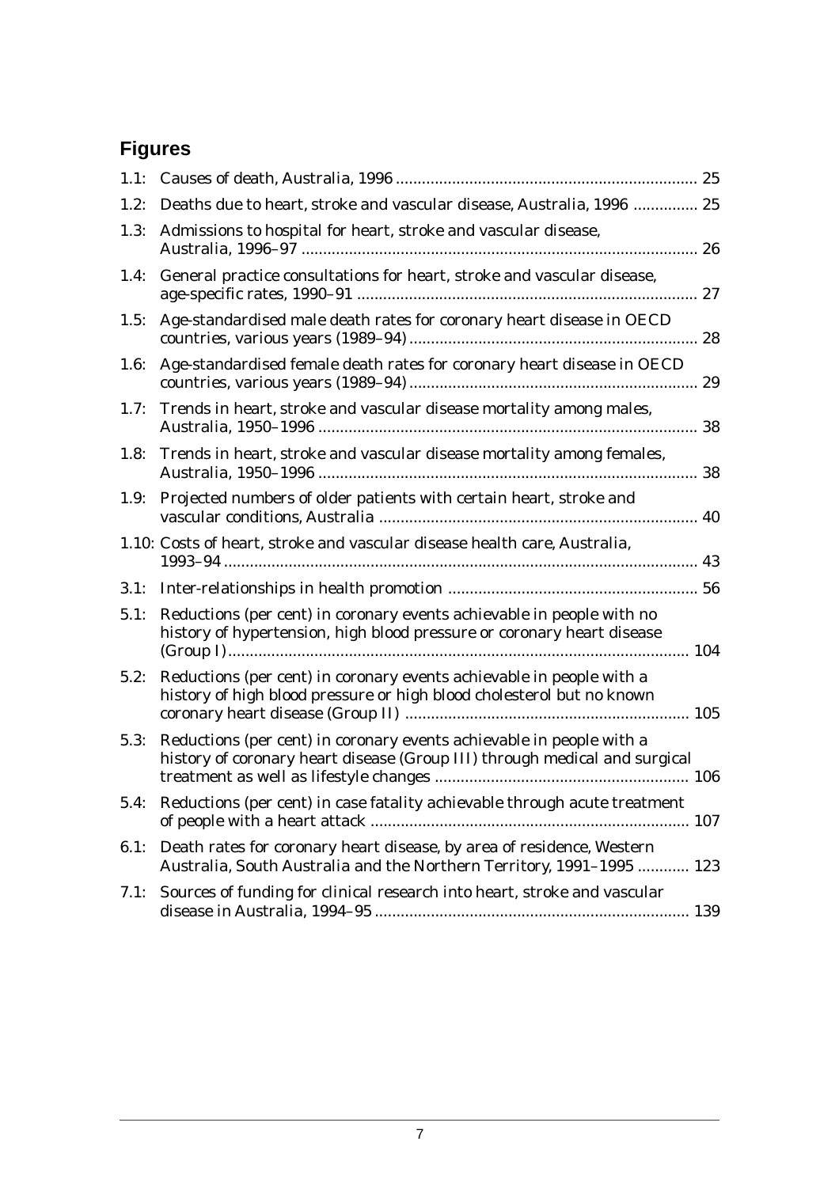## Figures

- 1.1: Causes of death, Australia, 1996 ..................... 25
- 1.2: Deaths due to heart, stroke and vascular disease, Australia, 1996 ..................... 25
- 1.3: Admissions to hospital for heart, stroke and vascular disease, Australia, 1996–97 ..................... 26
- 1.4: General practice consultations for heart, stroke and vascular disease, age-specific rates, 1990–91 ..................... 27
- 1.5: Age-standardised male death rates for coronary heart disease in OECD countries, various years (1989–94) ..................... 28
- 1.6: Age-standardised female death rates for coronary heart disease in OECD countries, various years (1989–94) ..................... 29
- 1.7: Trends in heart, stroke and vascular disease mortality among males, Australia, 1950–1996 ..................... 38
- 1.8: Trends in heart, stroke and vascular disease mortality among females, Australia, 1950–1996 ..................... 38
- 1.9: Projected numbers of older patients with certain heart, stroke and vascular conditions, Australia ..................... 40
- 1.10: Costs of heart, stroke and vascular disease health care, Australia, 1993–94 ..................... 43
- 3.1: Inter-relationships in health promotion ..................... 56
- 5.1: Reductions (per cent) in coronary events achievable in people with no history of hypertension, high blood pressure or coronary heart disease (Group I) ..................... 104
- 5.2: Reductions (per cent) in coronary events achievable in people with a history of high blood pressure or high blood cholesterol but no known coronary heart disease (Group II) ..................... 105
- 5.3: Reductions (per cent) in coronary events achievable in people with a history of coronary heart disease (Group III) through medical and surgical treatment as well as lifestyle changes ..................... 106
- 5.4: Reductions (per cent) in case fatality achievable through acute treatment of people with a heart attack ..................... 107
- 6.1: Death rates for coronary heart disease, by area of residence, Western Australia, South Australia and the Northern Territory, 1991–1995 ..................... 123
- 7.1: Sources of funding for clinical research into heart, stroke and vascular disease in Australia, 1994–95 ..................... 139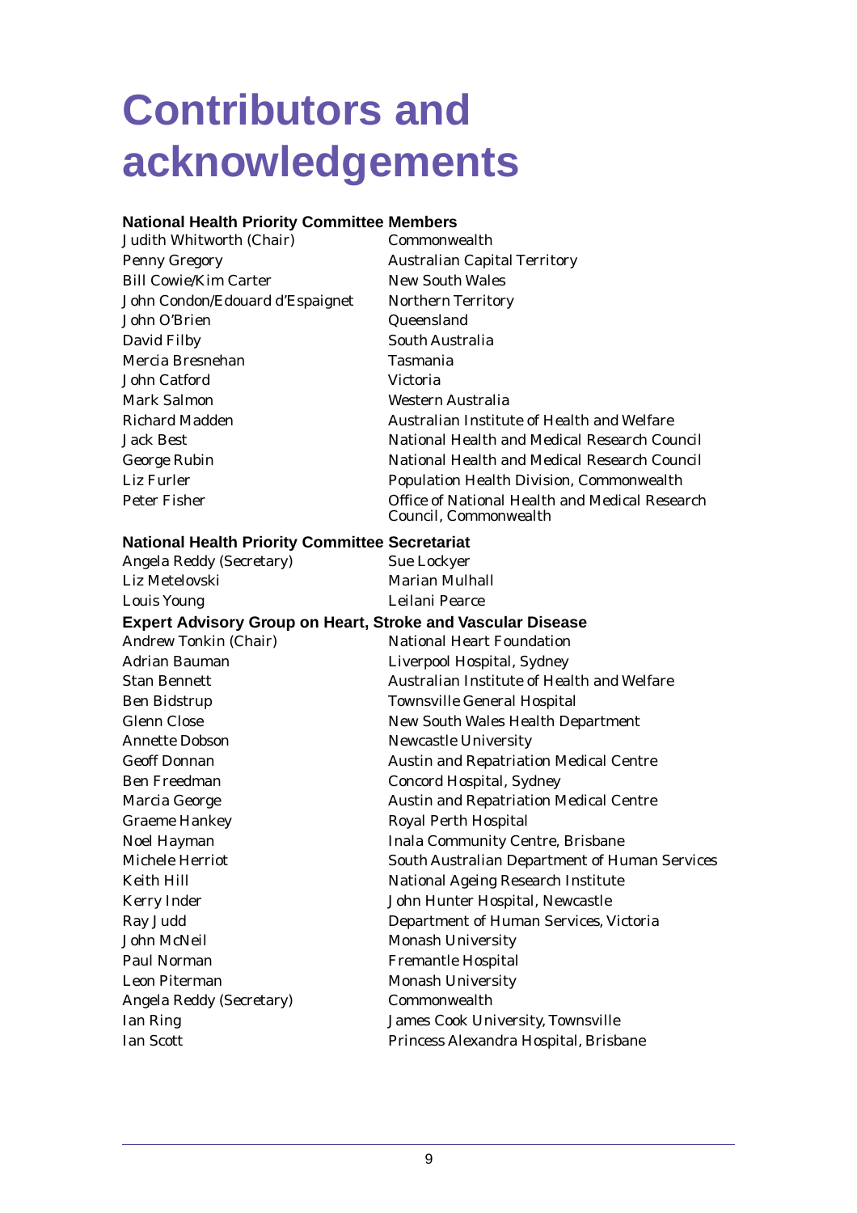# Contributors and acknowledgements

### National Health Priority Committee Members

| | |
|---|---|
| Judith Whitworth (Chair) | Commonwealth |
| Penny Gregory | Australian Capital Territory |
| Bill Cowie/Kim Carter | New South Wales |
| John Condon/Edouard d'Espaignet | Northern Territory |
| John O'Brien | Queensland |
| David Filby | South Australia |
| Mercia Bresnehan | Tasmania |
| John Catford | Victoria |
| Mark Salmon | Western Australia |
| Richard Madden | Australian Institute of Health and Welfare |
| Jack Best | National Health and Medical Research Council |
| George Rubin | National Health and Medical Research Council |
| Liz Furler | Population Health Division, Commonwealth |
| Peter Fisher | Office of National Health and Medical Research Council, Commonwealth |

### National Health Priority Committee Secretariat

| | |
|---|---|
| Angela Reddy (Secretary) | Sue Lockyer |
| Liz Metelovski | Marian Mulhall |
| Louis Young | Leilani Pearce |

### Expert Advisory Group on Heart, Stroke and Vascular Disease

| | |
|---|---|
| Andrew Tonkin (Chair) | National Heart Foundation |
| Adrian Bauman | Liverpool Hospital, Sydney |
| Stan Bennett | Australian Institute of Health and Welfare |
| Ben Bidstrup | Townsville General Hospital |
| Glenn Close | New South Wales Health Department |
| Annette Dobson | Newcastle University |
| Geoff Donnan | Austin and Repatriation Medical Centre |
| Ben Freedman | Concord Hospital, Sydney |
| Marcia George | Austin and Repatriation Medical Centre |
| Graeme Hankey | Royal Perth Hospital |
| Noel Hayman | Inala Community Centre, Brisbane |
| Michele Herriot | South Australian Department of Human Services |
| Keith Hill | National Ageing Research Institute |
| Kerry Inder | John Hunter Hospital, Newcastle |
| Ray Judd | Department of Human Services, Victoria |
| John McNeil | Monash University |
| Paul Norman | Fremantle Hospital |
| Leon Piterman | Monash University |
| Angela Reddy (Secretary) | Commonwealth |
| Ian Ring | James Cook University, Townsville |
| Ian Scott | Princess Alexandra Hospital, Brisbane |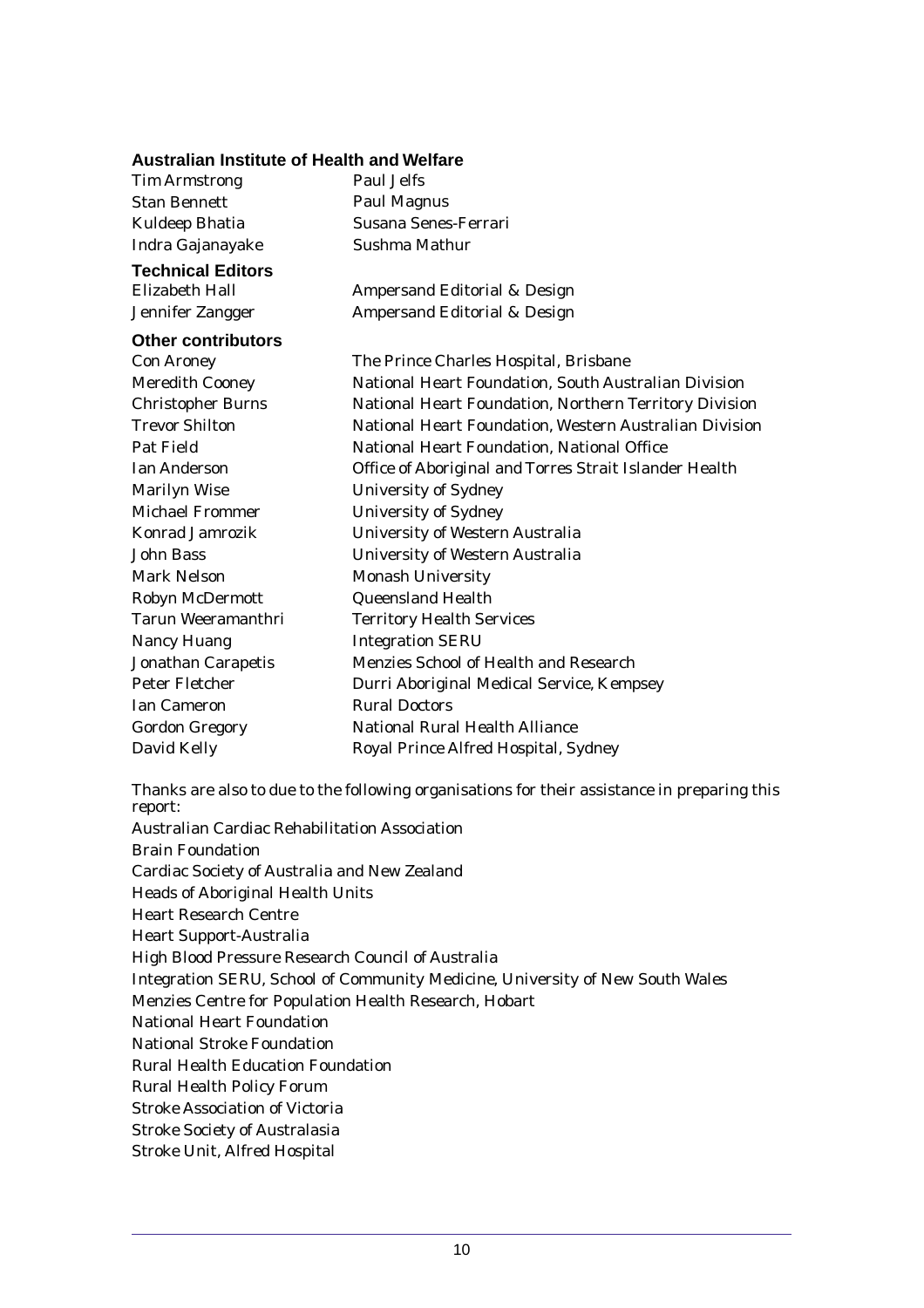### Australian Institute of Health and Welfare

| | |
|---|---|
| Tim Armstrong | Paul Jelfs |
| Stan Bennett | Paul Magnus |
| Kuldeep Bhatia | Susana Senes-Ferrari |
| Indra Gajanayake | Sushma Mathur |

### Technical Editors

| | |
|---|---|
| Elizabeth Hall | Ampersand Editorial & Design |
| Jennifer Zangger | Ampersand Editorial & Design |

### Other contributors

| | |
|---|---|
| Con Aroney | The Prince Charles Hospital, Brisbane |
| Meredith Cooney | National Heart Foundation, South Australian Division |
| Christopher Burns | National Heart Foundation, Northern Territory Division |
| Trevor Shilton | National Heart Foundation, Western Australian Division |
| Pat Field | National Heart Foundation, National Office |
| Ian Anderson | Office of Aboriginal and Torres Strait Islander Health |
| Marilyn Wise | University of Sydney |
| Michael Frommer | University of Sydney |
| Konrad Jamrozik | University of Western Australia |
| John Bass | University of Western Australia |
| Mark Nelson | Monash University |
| Robyn McDermott | Queensland Health |
| Tarun Weeramanthri | Territory Health Services |
| Nancy Huang | Integration SERU |
| Jonathan Carapetis | Menzies School of Health and Research |
| Peter Fletcher | Durri Aboriginal Medical Service, Kempsey |
| Ian Cameron | Rural Doctors |
| Gordon Gregory | National Rural Health Alliance |
| David Kelly | Royal Prince Alfred Hospital, Sydney |

Thanks are also to due to the following organisations for their assistance in preparing this report:

Australian Cardiac Rehabilitation Association  
Brain Foundation  
Cardiac Society of Australia and New Zealand  
Heads of Aboriginal Health Units  
Heart Research Centre  
Heart Support-Australia  
High Blood Pressure Research Council of Australia  
Integration SERU, School of Community Medicine, University of New South Wales  
Menzies Centre for Population Health Research, Hobart  
National Heart Foundation  
National Stroke Foundation  
Rural Health Education Foundation  
Rural Health Policy Forum  
Stroke Association of Victoria  
Stroke Society of Australasia  
Stroke Unit, Alfred Hospital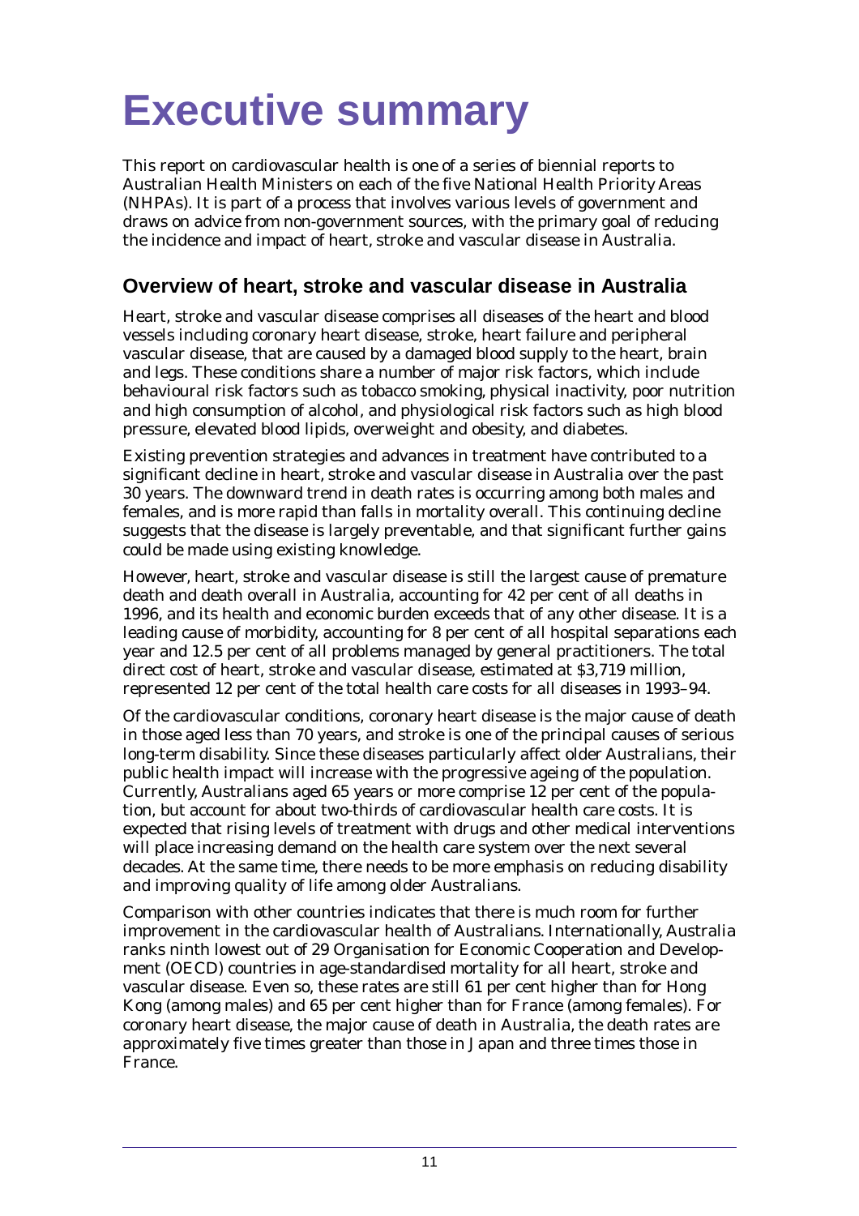# Executive summary

This report on cardiovascular health is one of a series of biennial reports to Australian Health Ministers on each of the five National Health Priority Areas (NHPAs). It is part of a process that involves various levels of government and draws on advice from non-government sources, with the primary goal of reducing the incidence and impact of heart, stroke and vascular disease in Australia.

## Overview of heart, stroke and vascular disease in Australia

Heart, stroke and vascular disease comprises all diseases of the heart and blood vessels including coronary heart disease, stroke, heart failure and peripheral vascular disease, that are caused by a damaged blood supply to the heart, brain and legs. These conditions share a number of major risk factors, which include behavioural risk factors such as tobacco smoking, physical inactivity, poor nutrition and high consumption of alcohol, and physiological risk factors such as high blood pressure, elevated blood lipids, overweight and obesity, and diabetes.

Existing prevention strategies and advances in treatment have contributed to a significant decline in heart, stroke and vascular disease in Australia over the past 30 years. The downward trend in death rates is occurring among both males and females, and is more rapid than falls in mortality overall. This continuing decline suggests that the disease is largely preventable, and that significant further gains could be made using existing knowledge.

However, heart, stroke and vascular disease is still the largest cause of premature death and death overall in Australia, accounting for 42 per cent of all deaths in 1996, and its health and economic burden exceeds that of any other disease. It is a leading cause of morbidity, accounting for 8 per cent of all hospital separations each year and 12.5 per cent of all problems managed by general practitioners. The total direct cost of heart, stroke and vascular disease, estimated at $3,719 million, represented 12 per cent of the total health care costs for all diseases in 1993–94.

Of the cardiovascular conditions, coronary heart disease is the major cause of death in those aged less than 70 years, and stroke is one of the principal causes of serious long-term disability. Since these diseases particularly affect older Australians, their public health impact will increase with the progressive ageing of the population. Currently, Australians aged 65 years or more comprise 12 per cent of the population, but account for about two-thirds of cardiovascular health care costs. It is expected that rising levels of treatment with drugs and other medical interventions will place increasing demand on the health care system over the next several decades. At the same time, there needs to be more emphasis on reducing disability and improving quality of life among older Australians.

Comparison with other countries indicates that there is much room for further improvement in the cardiovascular health of Australians. Internationally, Australia ranks ninth lowest out of 29 Organisation for Economic Cooperation and Development (OECD) countries in age-standardised mortality for all heart, stroke and vascular disease. Even so, these rates are still 61 per cent higher than for Hong Kong (among males) and 65 per cent higher than for France (among females). For coronary heart disease, the major cause of death in Australia, the death rates are approximately five times greater than those in Japan and three times those in France.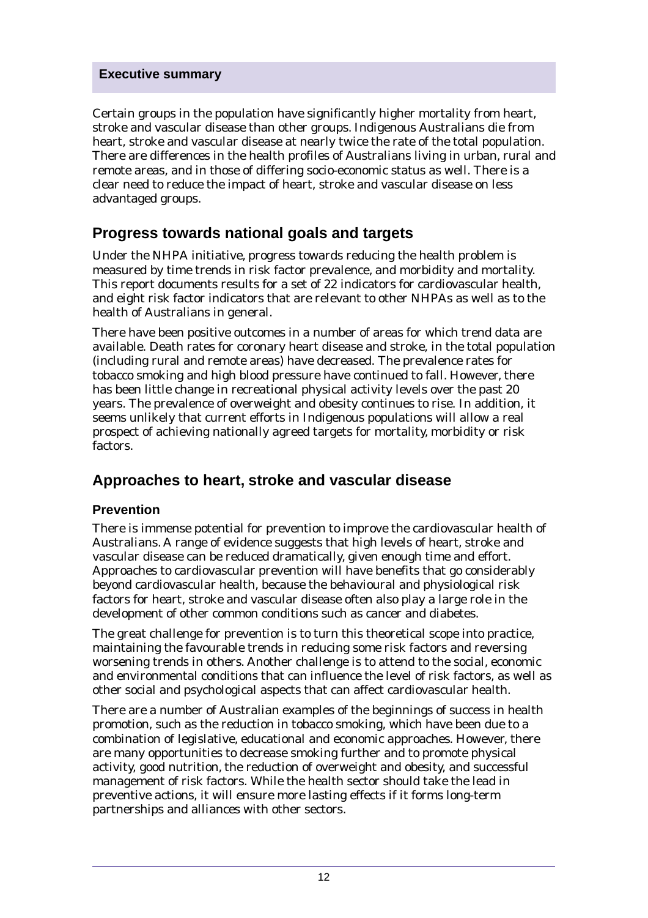**Executive summary**

Certain groups in the population have significantly higher mortality from heart, stroke and vascular disease than other groups. Indigenous Australians die from heart, stroke and vascular disease at nearly twice the rate of the total population. There are differences in the health profiles of Australians living in urban, rural and remote areas, and in those of differing socio-economic status as well. There is a clear need to reduce the impact of heart, stroke and vascular disease on less advantaged groups.

## Progress towards national goals and targets

Under the NHPA initiative, progress towards reducing the health problem is measured by time trends in risk factor prevalence, and morbidity and mortality. This report documents results for a set of 22 indicators for cardiovascular health, and eight risk factor indicators that are relevant to other NHPAs as well as to the health of Australians in general.

There have been positive outcomes in a number of areas for which trend data are available. Death rates for coronary heart disease and stroke, in the total population (including rural and remote areas) have decreased. The prevalence rates for tobacco smoking and high blood pressure have continued to fall. However, there has been little change in recreational physical activity levels over the past 20 years. The prevalence of overweight and obesity continues to rise. In addition, it seems unlikely that current efforts in Indigenous populations will allow a real prospect of achieving nationally agreed targets for mortality, morbidity or risk factors.

## Approaches to heart, stroke and vascular disease

### Prevention

There is immense potential for prevention to improve the cardiovascular health of Australians. A range of evidence suggests that high levels of heart, stroke and vascular disease can be reduced dramatically, given enough time and effort. Approaches to cardiovascular prevention will have benefits that go considerably beyond cardiovascular health, because the behavioural and physiological risk factors for heart, stroke and vascular disease often also play a large role in the development of other common conditions such as cancer and diabetes.

The great challenge for prevention is to turn this theoretical scope into practice, maintaining the favourable trends in reducing some risk factors and reversing worsening trends in others. Another challenge is to attend to the social, economic and environmental conditions that can influence the level of risk factors, as well as other social and psychological aspects that can affect cardiovascular health.

There are a number of Australian examples of the beginnings of success in health promotion, such as the reduction in tobacco smoking, which have been due to a combination of legislative, educational and economic approaches. However, there are many opportunities to decrease smoking further and to promote physical activity, good nutrition, the reduction of overweight and obesity, and successful management of risk factors. While the health sector should take the lead in preventive actions, it will ensure more lasting effects if it forms long-term partnerships and alliances with other sectors.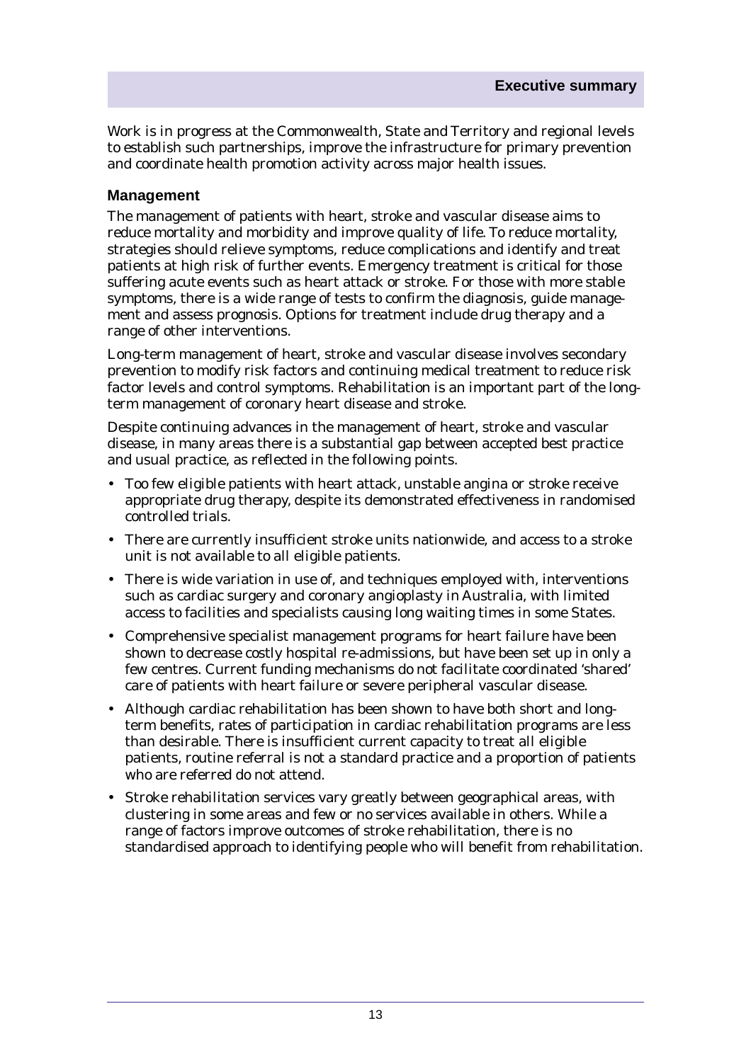Work is in progress at the Commonwealth, State and Territory and regional levels to establish such partnerships, improve the infrastructure for primary prevention and coordinate health promotion activity across major health issues.

### Management

The management of patients with heart, stroke and vascular disease aims to reduce mortality and morbidity and improve quality of life. To reduce mortality, strategies should relieve symptoms, reduce complications and identify and treat patients at high risk of further events. Emergency treatment is critical for those suffering acute events such as heart attack or stroke. For those with more stable symptoms, there is a wide range of tests to confirm the diagnosis, guide management and assess prognosis. Options for treatment include drug therapy and a range of other interventions.

Long-term management of heart, stroke and vascular disease involves secondary prevention to modify risk factors and continuing medical treatment to reduce risk factor levels and control symptoms. Rehabilitation is an important part of the long-term management of coronary heart disease and stroke.

Despite continuing advances in the management of heart, stroke and vascular disease, in many areas there is a substantial gap between accepted best practice and usual practice, as reflected in the following points.

- Too few eligible patients with heart attack, unstable angina or stroke receive appropriate drug therapy, despite its demonstrated effectiveness in randomised controlled trials.
- There are currently insufficient stroke units nationwide, and access to a stroke unit is not available to all eligible patients.
- There is wide variation in use of, and techniques employed with, interventions such as cardiac surgery and coronary angioplasty in Australia, with limited access to facilities and specialists causing long waiting times in some States.
- Comprehensive specialist management programs for heart failure have been shown to decrease costly hospital re-admissions, but have been set up in only a few centres. Current funding mechanisms do not facilitate coordinated 'shared' care of patients with heart failure or severe peripheral vascular disease.
- Although cardiac rehabilitation has been shown to have both short and long-term benefits, rates of participation in cardiac rehabilitation programs are less than desirable. There is insufficient current capacity to treat all eligible patients, routine referral is not a standard practice and a proportion of patients who are referred do not attend.
- Stroke rehabilitation services vary greatly between geographical areas, with clustering in some areas and few or no services available in others. While a range of factors improve outcomes of stroke rehabilitation, there is no standardised approach to identifying people who will benefit from rehabilitation.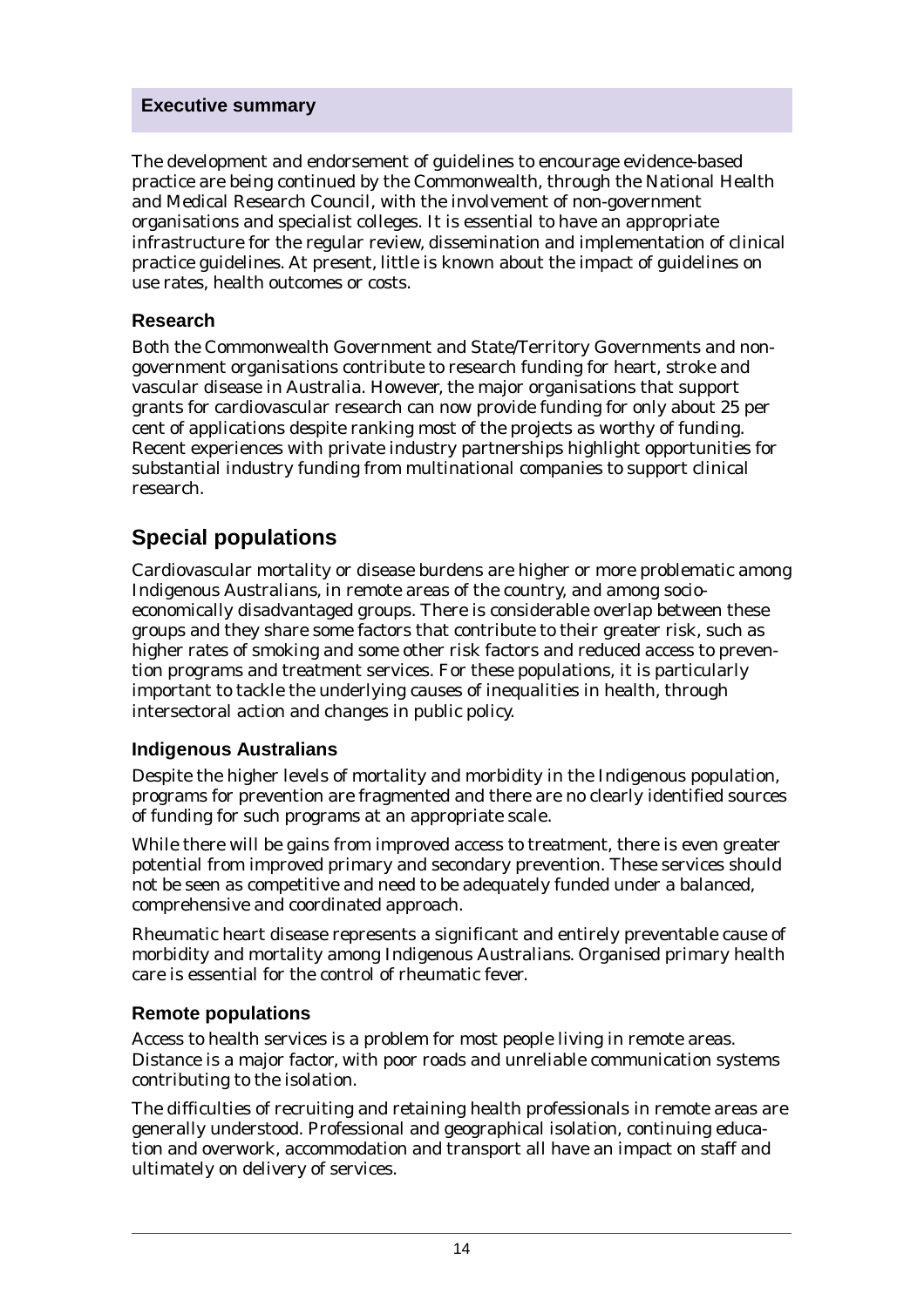The development and endorsement of guidelines to encourage evidence-based practice are being continued by the Commonwealth, through the National Health and Medical Research Council, with the involvement of non-government organisations and specialist colleges. It is essential to have an appropriate infrastructure for the regular review, dissemination and implementation of clinical practice guidelines. At present, little is known about the impact of guidelines on use rates, health outcomes or costs.

### Research

Both the Commonwealth Government and State/Territory Governments and non-government organisations contribute to research funding for heart, stroke and vascular disease in Australia. However, the major organisations that support grants for cardiovascular research can now provide funding for only about 25 per cent of applications despite ranking most of the projects as worthy of funding. Recent experiences with private industry partnerships highlight opportunities for substantial industry funding from multinational companies to support clinical research.

## Special populations

Cardiovascular mortality or disease burdens are higher or more problematic among Indigenous Australians, in remote areas of the country, and among socio-economically disadvantaged groups. There is considerable overlap between these groups and they share some factors that contribute to their greater risk, such as higher rates of smoking and some other risk factors and reduced access to prevention programs and treatment services. For these populations, it is particularly important to tackle the underlying causes of inequalities in health, through intersectoral action and changes in public policy.

### Indigenous Australians

Despite the higher levels of mortality and morbidity in the Indigenous population, programs for prevention are fragmented and there are no clearly identified sources of funding for such programs at an appropriate scale.

While there will be gains from improved access to treatment, there is even greater potential from improved primary and secondary prevention. These services should not be seen as competitive and need to be adequately funded under a balanced, comprehensive and coordinated approach.

Rheumatic heart disease represents a significant and entirely preventable cause of morbidity and mortality among Indigenous Australians. Organised primary health care is essential for the control of rheumatic fever.

### Remote populations

Access to health services is a problem for most people living in remote areas. Distance is a major factor, with poor roads and unreliable communication systems contributing to the isolation.

The difficulties of recruiting and retaining health professionals in remote areas are generally understood. Professional and geographical isolation, continuing education and overwork, accommodation and transport all have an impact on staff and ultimately on delivery of services.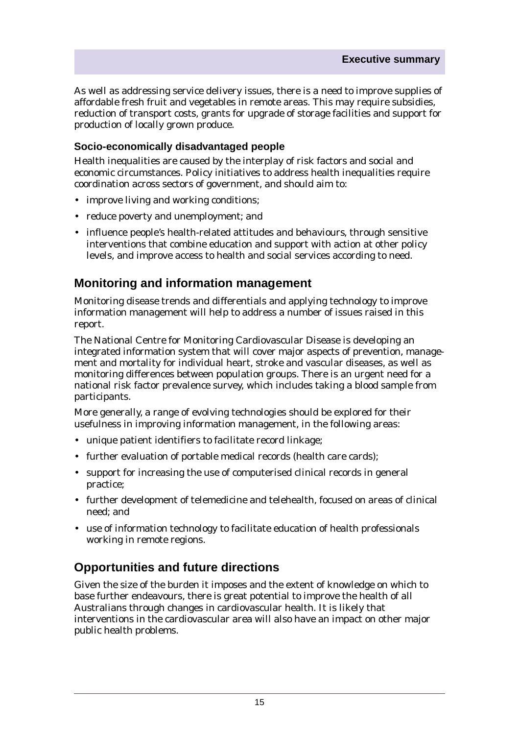As well as addressing service delivery issues, there is a need to improve supplies of affordable fresh fruit and vegetables in remote areas. This may require subsidies, reduction of transport costs, grants for upgrade of storage facilities and support for production of locally grown produce.

### Socio-economically disadvantaged people

Health inequalities are caused by the interplay of risk factors and social and economic circumstances. Policy initiatives to address health inequalities require coordination across sectors of government, and should aim to:

- improve living and working conditions;
- reduce poverty and unemployment; and
- influence people's health-related attitudes and behaviours, through sensitive interventions that combine education and support with action at other policy levels, and improve access to health and social services according to need.

## Monitoring and information management

Monitoring disease trends and differentials and applying technology to improve information management will help to address a number of issues raised in this report.

The National Centre for Monitoring Cardiovascular Disease is developing an integrated information system that will cover major aspects of prevention, management and mortality for individual heart, stroke and vascular diseases, as well as monitoring differences between population groups. There is an urgent need for a national risk factor prevalence survey, which includes taking a blood sample from participants.

More generally, a range of evolving technologies should be explored for their usefulness in improving information management, in the following areas:

- unique patient identifiers to facilitate record linkage;
- further evaluation of portable medical records (health care cards);
- support for increasing the use of computerised clinical records in general practice;
- further development of telemedicine and telehealth, focused on areas of clinical need; and
- use of information technology to facilitate education of health professionals working in remote regions.

## Opportunities and future directions

Given the size of the burden it imposes and the extent of knowledge on which to base further endeavours, there is great potential to improve the health of all Australians through changes in cardiovascular health. It is likely that interventions in the cardiovascular area will also have an impact on other major public health problems.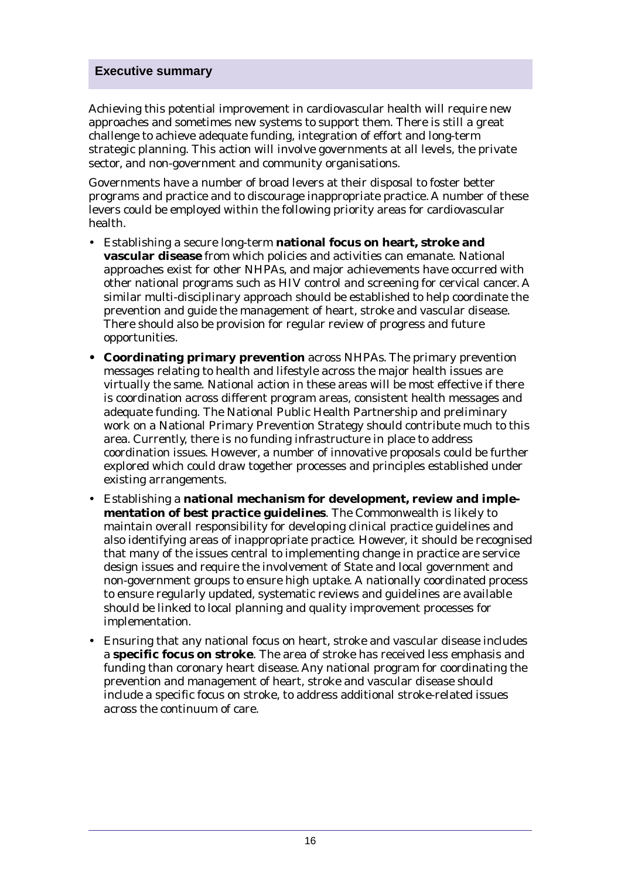## Executive summary

Achieving this potential improvement in cardiovascular health will require new approaches and sometimes new systems to support them. There is still a great challenge to achieve adequate funding, integration of effort and long-term strategic planning. This action will involve governments at all levels, the private sector, and non-government and community organisations.

Governments have a number of broad levers at their disposal to foster better programs and practice and to discourage inappropriate practice. A number of these levers could be employed within the following priority areas for cardiovascular health.

- Establishing a secure long-term **national focus on heart, stroke and vascular disease** from which policies and activities can emanate. National approaches exist for other NHPAs, and major achievements have occurred with other national programs such as HIV control and screening for cervical cancer. A similar multi-disciplinary approach should be established to help coordinate the prevention and guide the management of heart, stroke and vascular disease. There should also be provision for regular review of progress and future opportunities.
- **Coordinating primary prevention** across NHPAs. The primary prevention messages relating to health and lifestyle across the major health issues are virtually the same. National action in these areas will be most effective if there is coordination across different program areas, consistent health messages and adequate funding. The National Public Health Partnership and preliminary work on a National Primary Prevention Strategy should contribute much to this area. Currently, there is no funding infrastructure in place to address coordination issues. However, a number of innovative proposals could be further explored which could draw together processes and principles established under existing arrangements.
- Establishing a **national mechanism for development, review and implementation of best practice guidelines**. The Commonwealth is likely to maintain overall responsibility for developing clinical practice guidelines and also identifying areas of inappropriate practice. However, it should be recognised that many of the issues central to implementing change in practice are service design issues and require the involvement of State and local government and non-government groups to ensure high uptake. A nationally coordinated process to ensure regularly updated, systematic reviews and guidelines are available should be linked to local planning and quality improvement processes for implementation.
- Ensuring that any national focus on heart, stroke and vascular disease includes a **specific focus on stroke**. The area of stroke has received less emphasis and funding than coronary heart disease. Any national program for coordinating the prevention and management of heart, stroke and vascular disease should include a specific focus on stroke, to address additional stroke-related issues across the continuum of care.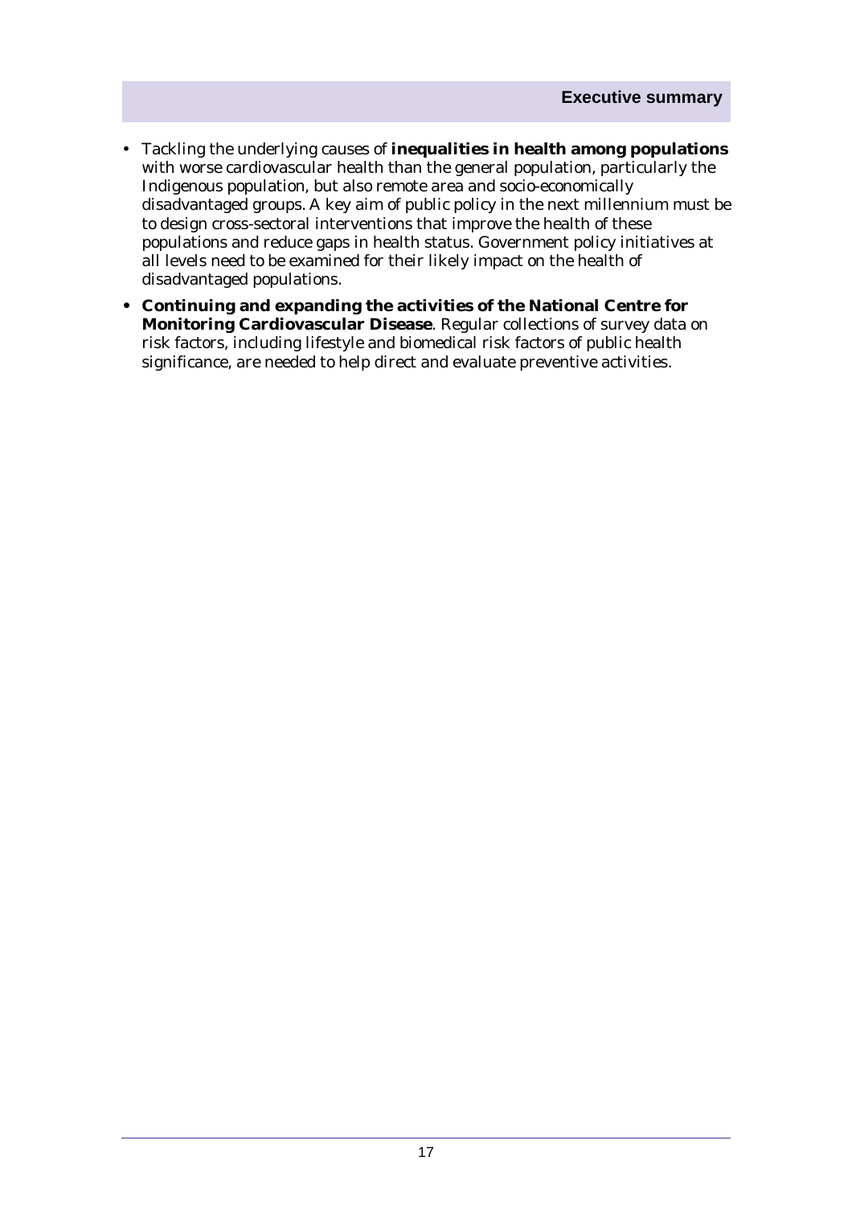- Tackling the underlying causes of **inequalities in health among populations** with worse cardiovascular health than the general population, particularly the Indigenous population, but also remote area and socio-economically disadvantaged groups. A key aim of public policy in the next millennium must be to design cross-sectoral interventions that improve the health of these populations and reduce gaps in health status. Government policy initiatives at all levels need to be examined for their likely impact on the health of disadvantaged populations.
- **Continuing and expanding the activities of the National Centre for Monitoring Cardiovascular Disease**. Regular collections of survey data on risk factors, including lifestyle and biomedical risk factors of public health significance, are needed to help direct and evaluate preventive activities.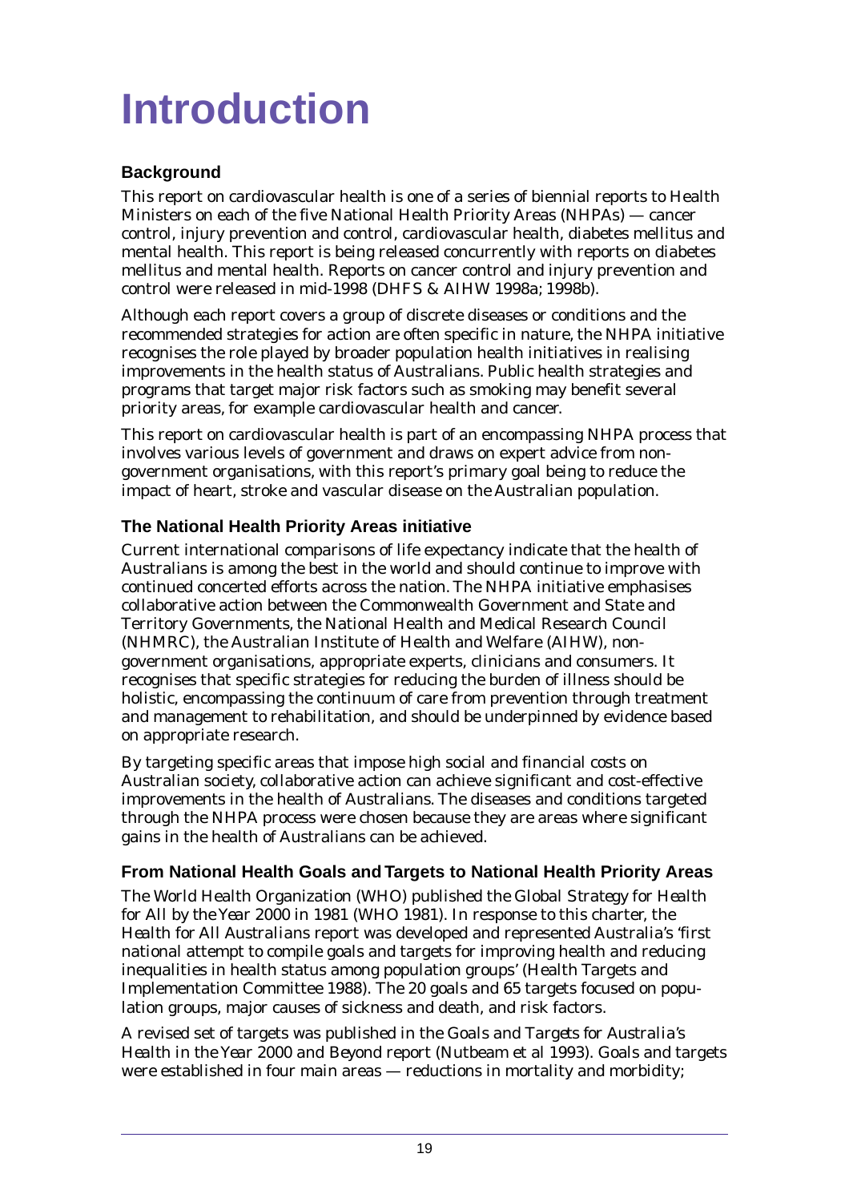# Introduction

## Background

This report on cardiovascular health is one of a series of biennial reports to Health Ministers on each of the five National Health Priority Areas (NHPAs) — cancer control, injury prevention and control, cardiovascular health, diabetes mellitus and mental health. This report is being released concurrently with reports on diabetes mellitus and mental health. Reports on cancer control and injury prevention and control were released in mid-1998 (DHFS & AIHW 1998a; 1998b).

Although each report covers a group of discrete diseases or conditions and the recommended strategies for action are often specific in nature, the NHPA initiative recognises the role played by broader population health initiatives in realising improvements in the health status of Australians. Public health strategies and programs that target major risk factors such as smoking may benefit several priority areas, for example cardiovascular health and cancer.

This report on cardiovascular health is part of an encompassing NHPA process that involves various levels of government and draws on expert advice from non-government organisations, with this report's primary goal being to reduce the impact of heart, stroke and vascular disease on the Australian population.

## The National Health Priority Areas initiative

Current international comparisons of life expectancy indicate that the health of Australians is among the best in the world and should continue to improve with continued concerted efforts across the nation. The NHPA initiative emphasises collaborative action between the Commonwealth Government and State and Territory Governments, the National Health and Medical Research Council (NHMRC), the Australian Institute of Health and Welfare (AIHW), non-government organisations, appropriate experts, clinicians and consumers. It recognises that specific strategies for reducing the burden of illness should be holistic, encompassing the continuum of care from prevention through treatment and management to rehabilitation, and should be underpinned by evidence based on appropriate research.

By targeting specific areas that impose high social and financial costs on Australian society, collaborative action can achieve significant and cost-effective improvements in the health of Australians. The diseases and conditions targeted through the NHPA process were chosen because they are areas where significant gains in the health of Australians can be achieved.

## From National Health Goals and Targets to National Health Priority Areas

The World Health Organization (WHO) published the *Global Strategy for Health for All by the Year 2000* in 1981 (WHO 1981). In response to this charter, the *Health for All Australians* report was developed and represented Australia's 'first national attempt to compile goals and targets for improving health and reducing inequalities in health status among population groups' (Health Targets and Implementation Committee 1988). The 20 goals and 65 targets focused on population groups, major causes of sickness and death, and risk factors.

A revised set of targets was published in the *Goals and Targets for Australia's Health in the Year 2000 and Beyond* report (Nutbeam et al 1993). Goals and targets were established in four main areas — reductions in mortality and morbidity;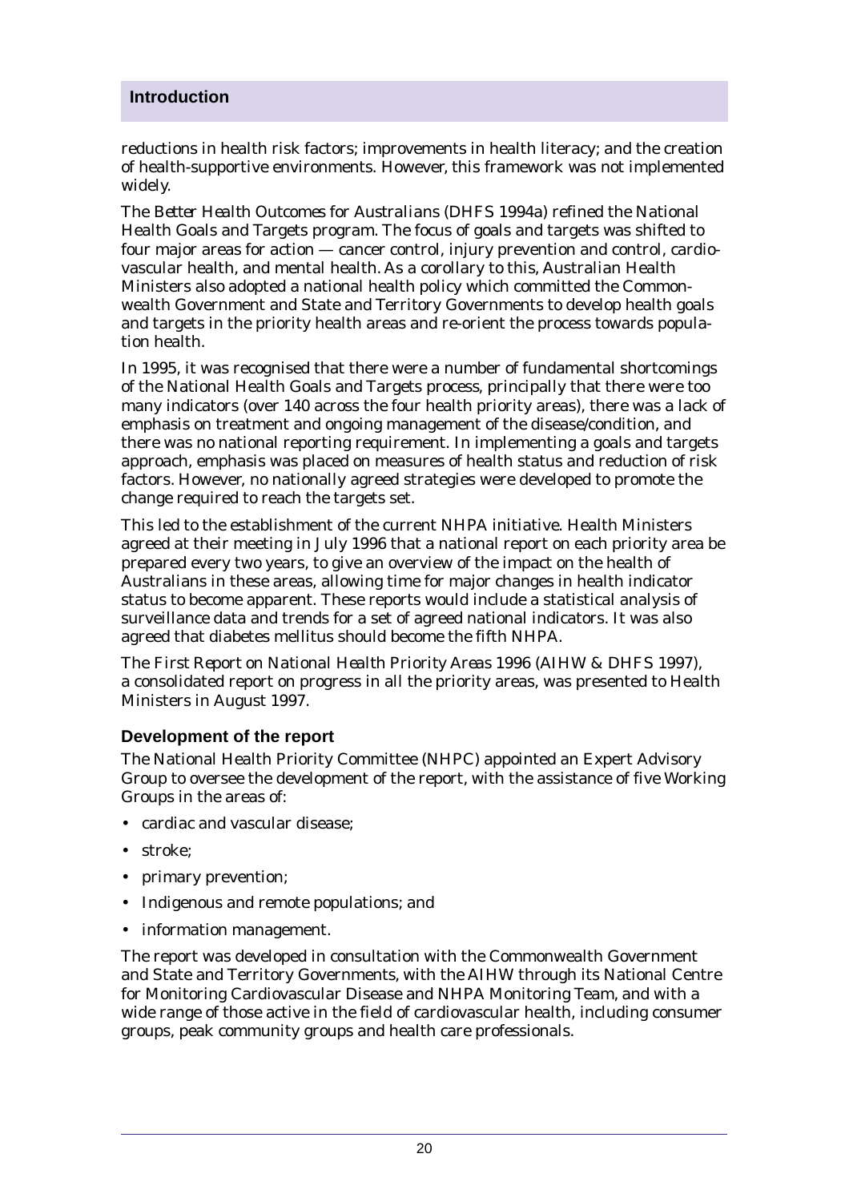reductions in health risk factors; improvements in health literacy; and the creation of health-supportive environments. However, this framework was not implemented widely.

The *Better Health Outcomes for Australians* (DHFS 1994a) refined the National Health Goals and Targets program. The focus of goals and targets was shifted to four major areas for action — cancer control, injury prevention and control, cardiovascular health, and mental health. As a corollary to this, Australian Health Ministers also adopted a national health policy which committed the Commonwealth Government and State and Territory Governments to develop health goals and targets in the priority health areas and re-orient the process towards population health.

In 1995, it was recognised that there were a number of fundamental shortcomings of the National Health Goals and Targets process, principally that there were too many indicators (over 140 across the four health priority areas), there was a lack of emphasis on treatment and ongoing management of the disease/condition, and there was no national reporting requirement. In implementing a goals and targets approach, emphasis was placed on measures of health status and reduction of risk factors. However, no nationally agreed strategies were developed to promote the change required to reach the targets set.

This led to the establishment of the current NHPA initiative. Health Ministers agreed at their meeting in July 1996 that a national report on each priority area be prepared every two years, to give an overview of the impact on the health of Australians in these areas, allowing time for major changes in health indicator status to become apparent. These reports would include a statistical analysis of surveillance data and trends for a set of agreed national indicators. It was also agreed that diabetes mellitus should become the fifth NHPA.

The *First Report on National Health Priority Areas 1996* (AIHW & DHFS 1997), a consolidated report on progress in all the priority areas, was presented to Health Ministers in August 1997.

### Development of the report

The National Health Priority Committee (NHPC) appointed an Expert Advisory Group to oversee the development of the report, with the assistance of five Working Groups in the areas of:

- cardiac and vascular disease;
- stroke;
- primary prevention;
- Indigenous and remote populations; and
- information management.

The report was developed in consultation with the Commonwealth Government and State and Territory Governments, with the AIHW through its National Centre for Monitoring Cardiovascular Disease and NHPA Monitoring Team, and with a wide range of those active in the field of cardiovascular health, including consumer groups, peak community groups and health care professionals.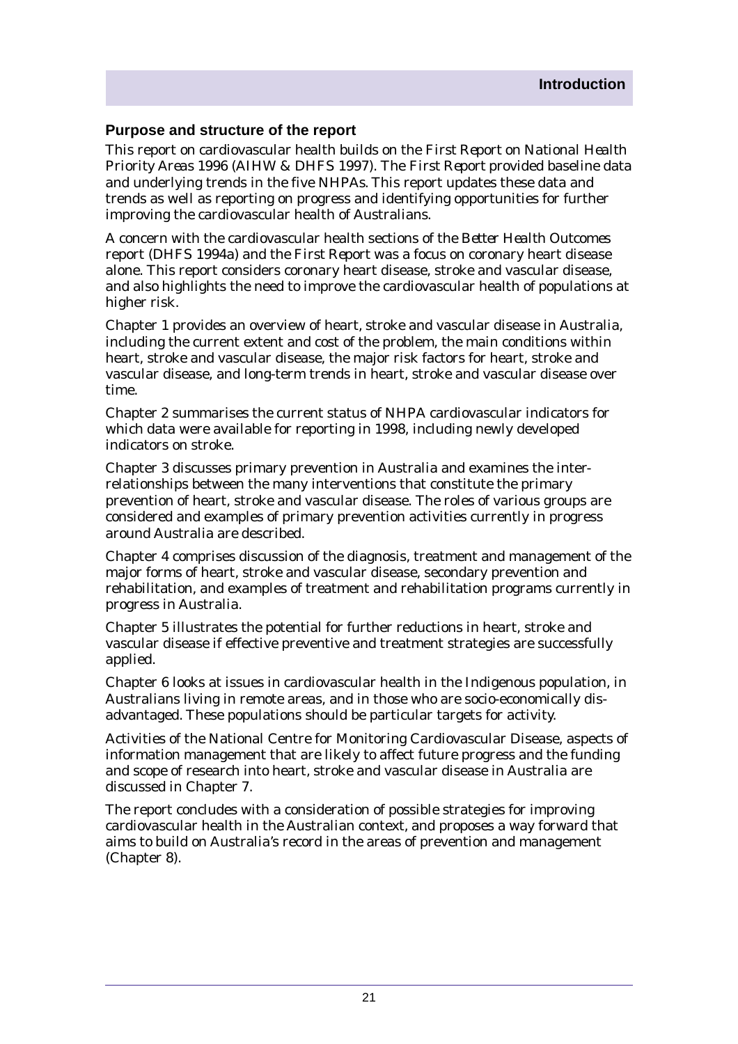## Purpose and structure of the report

This report on cardiovascular health builds on the *First Report on National Health Priority Areas 1996* (AIHW & DHFS 1997). The *First Report* provided baseline data and underlying trends in the five NHPAs. This report updates these data and trends as well as reporting on progress and identifying opportunities for further improving the cardiovascular health of Australians.

A concern with the cardiovascular health sections of the *Better Health Outcomes* report (DHFS 1994a) and the *First Report* was a focus on coronary heart disease alone. This report considers coronary heart disease, stroke and vascular disease, and also highlights the need to improve the cardiovascular health of populations at higher risk.

Chapter 1 provides an overview of heart, stroke and vascular disease in Australia, including the current extent and cost of the problem, the main conditions within heart, stroke and vascular disease, the major risk factors for heart, stroke and vascular disease, and long-term trends in heart, stroke and vascular disease over time.

Chapter 2 summarises the current status of NHPA cardiovascular indicators for which data were available for reporting in 1998, including newly developed indicators on stroke.

Chapter 3 discusses primary prevention in Australia and examines the inter-relationships between the many interventions that constitute the primary prevention of heart, stroke and vascular disease. The roles of various groups are considered and examples of primary prevention activities currently in progress around Australia are described.

Chapter 4 comprises discussion of the diagnosis, treatment and management of the major forms of heart, stroke and vascular disease, secondary prevention and rehabilitation, and examples of treatment and rehabilitation programs currently in progress in Australia.

Chapter 5 illustrates the potential for further reductions in heart, stroke and vascular disease if effective preventive and treatment strategies are successfully applied.

Chapter 6 looks at issues in cardiovascular health in the Indigenous population, in Australians living in remote areas, and in those who are socio-economically dis-advantaged. These populations should be particular targets for activity.

Activities of the National Centre for Monitoring Cardiovascular Disease, aspects of information management that are likely to affect future progress and the funding and scope of research into heart, stroke and vascular disease in Australia are discussed in Chapter 7.

The report concludes with a consideration of possible strategies for improving cardiovascular health in the Australian context, and proposes a way forward that aims to build on Australia's record in the areas of prevention and management (Chapter 8).